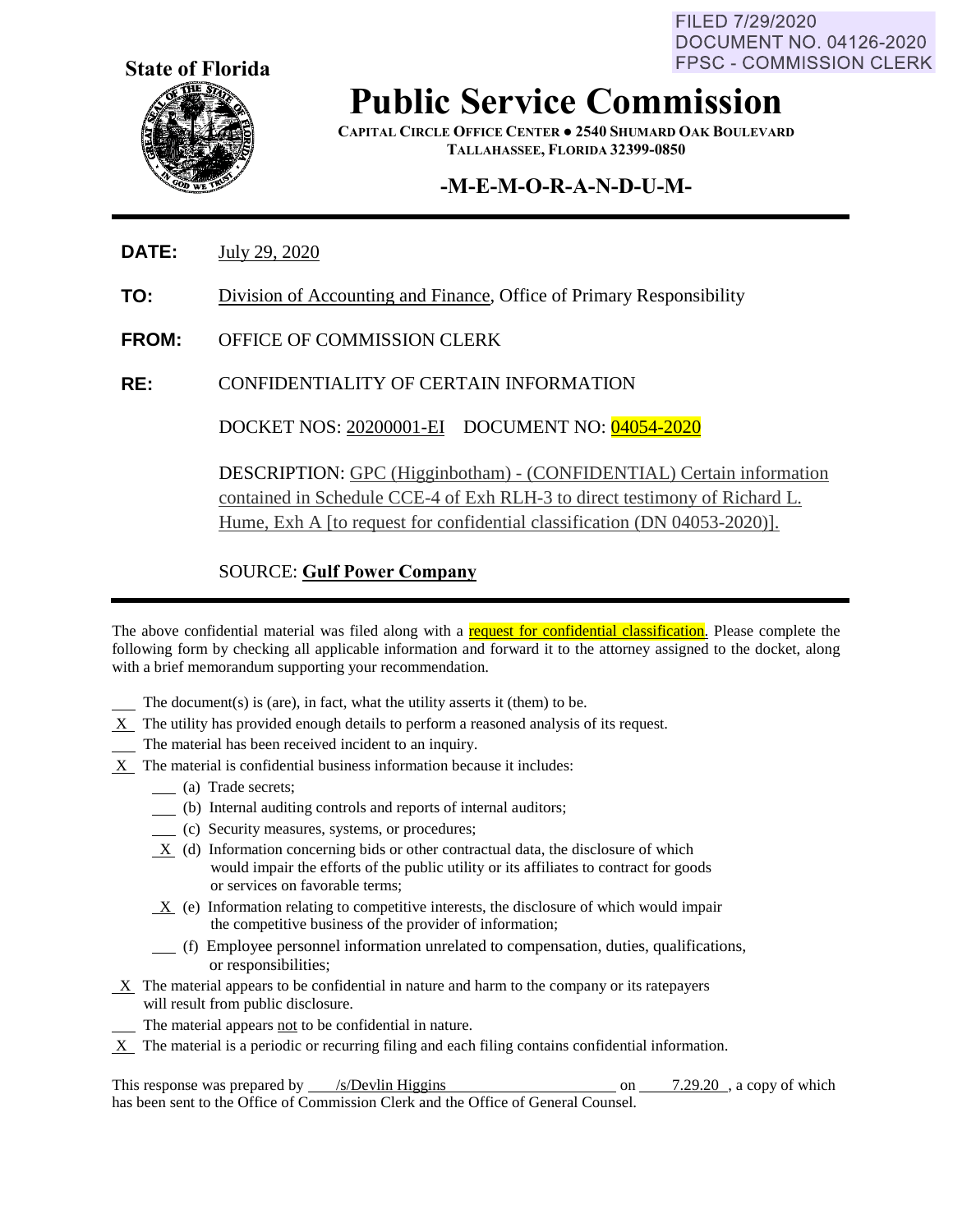FILED 7/29/2020
DOCUMENT NO. 04126-2020
FPSC - COMMISSION CLERK

**State of Florida**

# Public Service Commission

**CAPITAL CIRCLE OFFICE CENTER ● 2540 SHUMARD OAK BOULEVARD**
**TALLAHASSEE, FLORIDA 32399-0850**

## -M-E-M-O-R-A-N-D-U-M-

---

**DATE:** July 29, 2020

**TO:** Division of Accounting and Finance, Office of Primary Responsibility

**FROM:** OFFICE OF COMMISSION CLERK

**RE:** CONFIDENTIALITY OF CERTAIN INFORMATION

DOCKET NOS: 20200001-EI DOCUMENT NO: 04054-2020

DESCRIPTION: GPC (Higginbotham) - (CONFIDENTIAL) Certain information contained in Schedule CCE-4 of Exh RLH-3 to direct testimony of Richard L. Hume, Exh A [to request for confidential classification (DN 04053-2020)].

SOURCE: **Gulf Power Company**

---

The above confidential material was filed along with a request for confidential classification. Please complete the following form by checking all applicable information and forward it to the attorney assigned to the docket, along with a brief memorandum supporting your recommendation.

- ___ The document(s) is (are), in fact, what the utility asserts it (them) to be.
- _X_ The utility has provided enough details to perform a reasoned analysis of its request.
- ___ The material has been received incident to an inquiry.
- _X_ The material is confidential business information because it includes:
  - ___ (a) Trade secrets;
  - ___ (b) Internal auditing controls and reports of internal auditors;
  - ___ (c) Security measures, systems, or procedures;
  - _X_ (d) Information concerning bids or other contractual data, the disclosure of which would impair the efforts of the public utility or its affiliates to contract for goods or services on favorable terms;
  - _X_ (e) Information relating to competitive interests, the disclosure of which would impair the competitive business of the provider of information;
  - ___ (f) Employee personnel information unrelated to compensation, duties, qualifications, or responsibilities;
- _X_ The material appears to be confidential in nature and harm to the company or its ratepayers will result from public disclosure.
- ___ The material appears not to be confidential in nature.
- _X_ The material is a periodic or recurring filing and each filing contains confidential information.

This response was prepared by /s/Devlin Higgins on 7.29.20, a copy of which has been sent to the Office of Commission Clerk and the Office of General Counsel.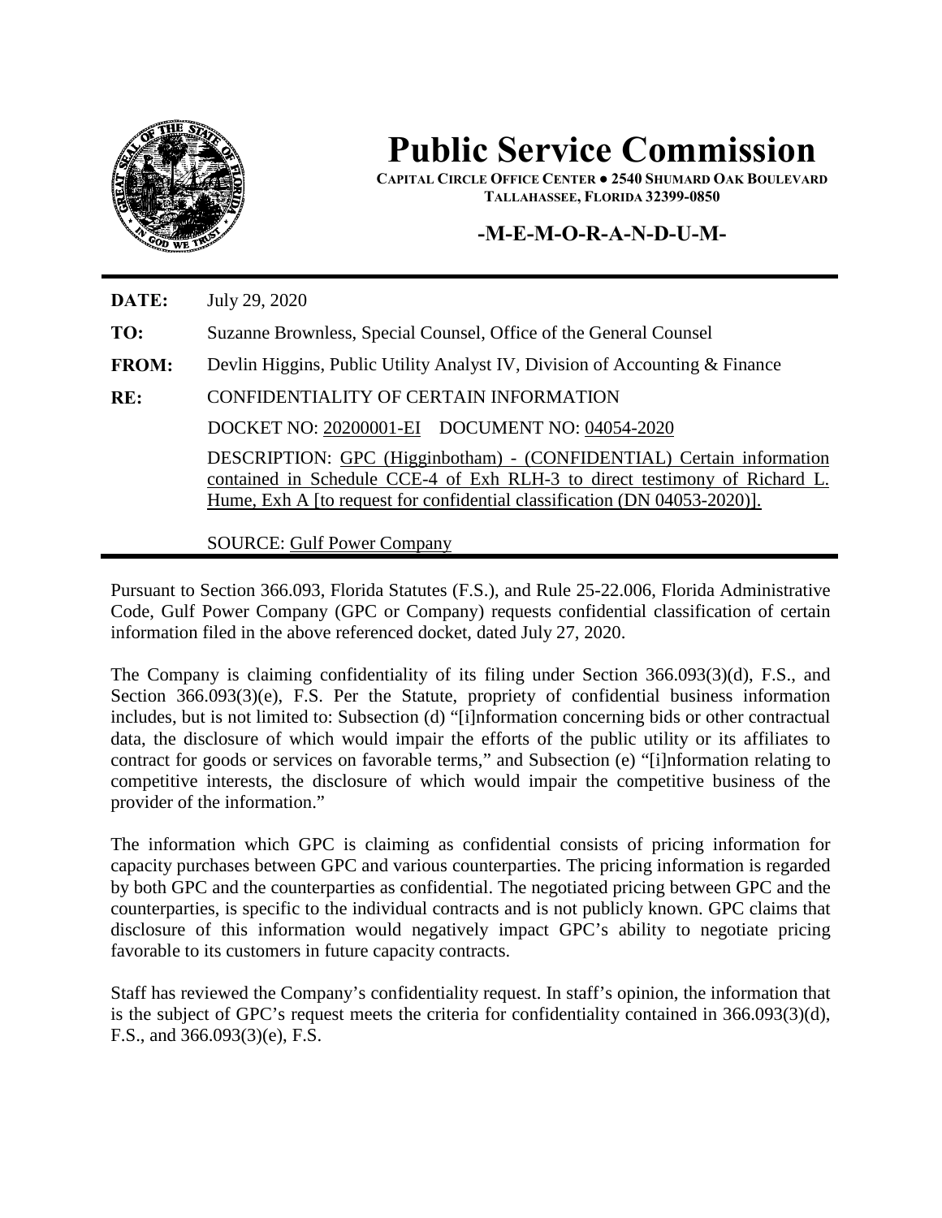# Public Service Commission

**CAPITAL CIRCLE OFFICE CENTER ● 2540 SHUMARD OAK BOULEVARD**
**TALLAHASSEE, FLORIDA 32399-0850**

## -M-E-M-O-R-A-N-D-U-M-

| | |
|---|---|
| **DATE:** | July 29, 2020 |
| **TO:** | Suzanne Brownless, Special Counsel, Office of the General Counsel |
| **FROM:** | Devlin Higgins, Public Utility Analyst IV, Division of Accounting & Finance |
| **RE:** | CONFIDENTIALITY OF CERTAIN INFORMATION |
| | DOCKET NO: 20200001-EI DOCUMENT NO: 04054-2020 |
| | DESCRIPTION: GPC (Higginbotham) - (CONFIDENTIAL) Certain information contained in Schedule CCE-4 of Exh RLH-3 to direct testimony of Richard L. Hume, Exh A [to request for confidential classification (DN 04053-2020)]. |
| | SOURCE: Gulf Power Company |

Pursuant to Section 366.093, Florida Statutes (F.S.), and Rule 25-22.006, Florida Administrative Code, Gulf Power Company (GPC or Company) requests confidential classification of certain information filed in the above referenced docket, dated July 27, 2020.

The Company is claiming confidentiality of its filing under Section 366.093(3)(d), F.S., and Section 366.093(3)(e), F.S. Per the Statute, propriety of confidential business information includes, but is not limited to: Subsection (d) "[i]nformation concerning bids or other contractual data, the disclosure of which would impair the efforts of the public utility or its affiliates to contract for goods or services on favorable terms," and Subsection (e) "[i]nformation relating to competitive interests, the disclosure of which would impair the competitive business of the provider of the information."

The information which GPC is claiming as confidential consists of pricing information for capacity purchases between GPC and various counterparties. The pricing information is regarded by both GPC and the counterparties as confidential. The negotiated pricing between GPC and the counterparties, is specific to the individual contracts and is not publicly known. GPC claims that disclosure of this information would negatively impact GPC's ability to negotiate pricing favorable to its customers in future capacity contracts.

Staff has reviewed the Company's confidentiality request. In staff's opinion, the information that is the subject of GPC's request meets the criteria for confidentiality contained in 366.093(3)(d), F.S., and 366.093(3)(e), F.S.